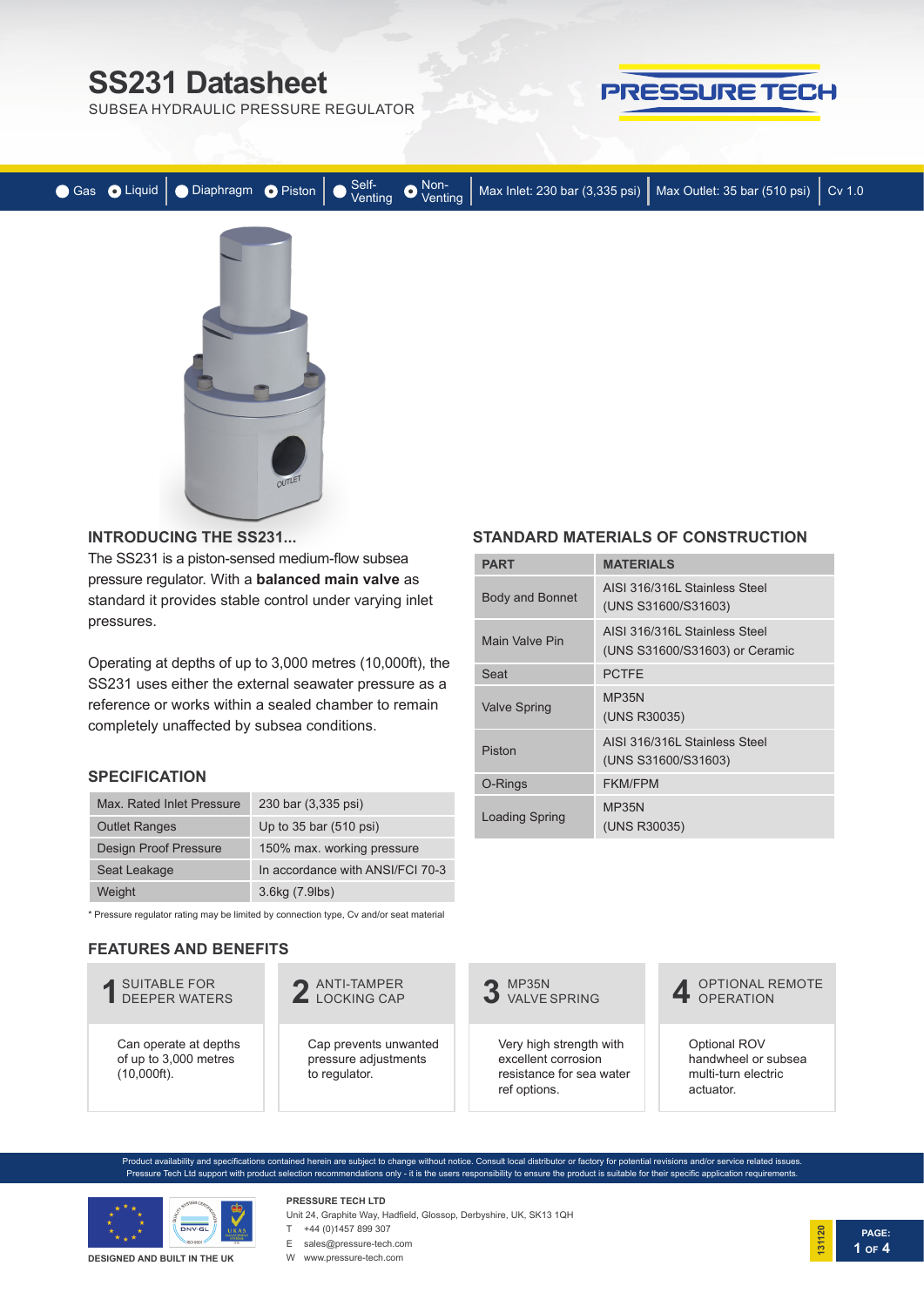# SS231 Datasheet

SUBSEA HYDRAULIC PRESSURE REGULATOR

PRESSURE TECH

Gas | Liquid | Diaphragm | Piston | Self-Venting | Non-Venting | Max Inlet: 230 bar (3,335 psi) | Max Outlet: 35 bar (510 psi) | Cv 1.0

## INTRODUCING THE SS231...

The SS231 is a piston-sensed medium-flow subsea pressure regulator. With a **balanced main valve** as standard it provides stable control under varying inlet pressures.

Operating at depths of up to 3,000 metres (10,000ft), the SS231 uses either the external seawater pressure as a reference or works within a sealed chamber to remain completely unaffected by subsea conditions.

## SPECIFICATION

| | |
|---|---|
| Max. Rated Inlet Pressure | 230 bar (3,335 psi) |
| Outlet Ranges | Up to 35 bar (510 psi) |
| Design Proof Pressure | 150% max. working pressure |
| Seat Leakage | In accordance with ANSI/FCI 70-3 |
| Weight | 3.6kg (7.9lbs) |

* Pressure regulator rating may be limited by connection type, Cv and/or seat material

## STANDARD MATERIALS OF CONSTRUCTION

| PART | MATERIALS |
|---|---|
| Body and Bonnet | AISI 316/316L Stainless Steel (UNS S31600/S31603) |
| Main Valve Pin | AISI 316/316L Stainless Steel (UNS S31600/S31603) or Ceramic |
| Seat | PCTFE |
| Valve Spring | MP35N (UNS R30035) |
| Piston | AISI 316/316L Stainless Steel (UNS S31600/S31603) |
| O-Rings | FKM/FPM |
| Loading Spring | MP35N (UNS R30035) |

## FEATURES AND BENEFITS

**1 SUITABLE FOR DEEPER WATERS**

Can operate at depths of up to 3,000 metres (10,000ft).

**2 ANTI-TAMPER LOCKING CAP**

Cap prevents unwanted pressure adjustments to regulator.

**3 MP35N VALVE SPRING**

Very high strength with excellent corrosion resistance for sea water ref options.

**4 OPTIONAL REMOTE OPERATION**

Optional ROV handwheel or subsea multi-turn electric actuator.

Product availability and specifications contained herein are subject to change without notice. Consult local distributor or factory for potential revisions and/or service related issues. Pressure Tech Ltd support with product selection recommendations only - it is the users responsibility to ensure the product is suitable for their specific application requirements.

DESIGNED AND BUILT IN THE UK

**PRESSURE TECH LTD**
Unit 24, Graphite Way, Hadfield, Glossop, Derbyshire, UK, SK13 1QH
T +44 (0)1457 899 307
E sales@pressure-tech.com
W www.pressure-tech.com

131120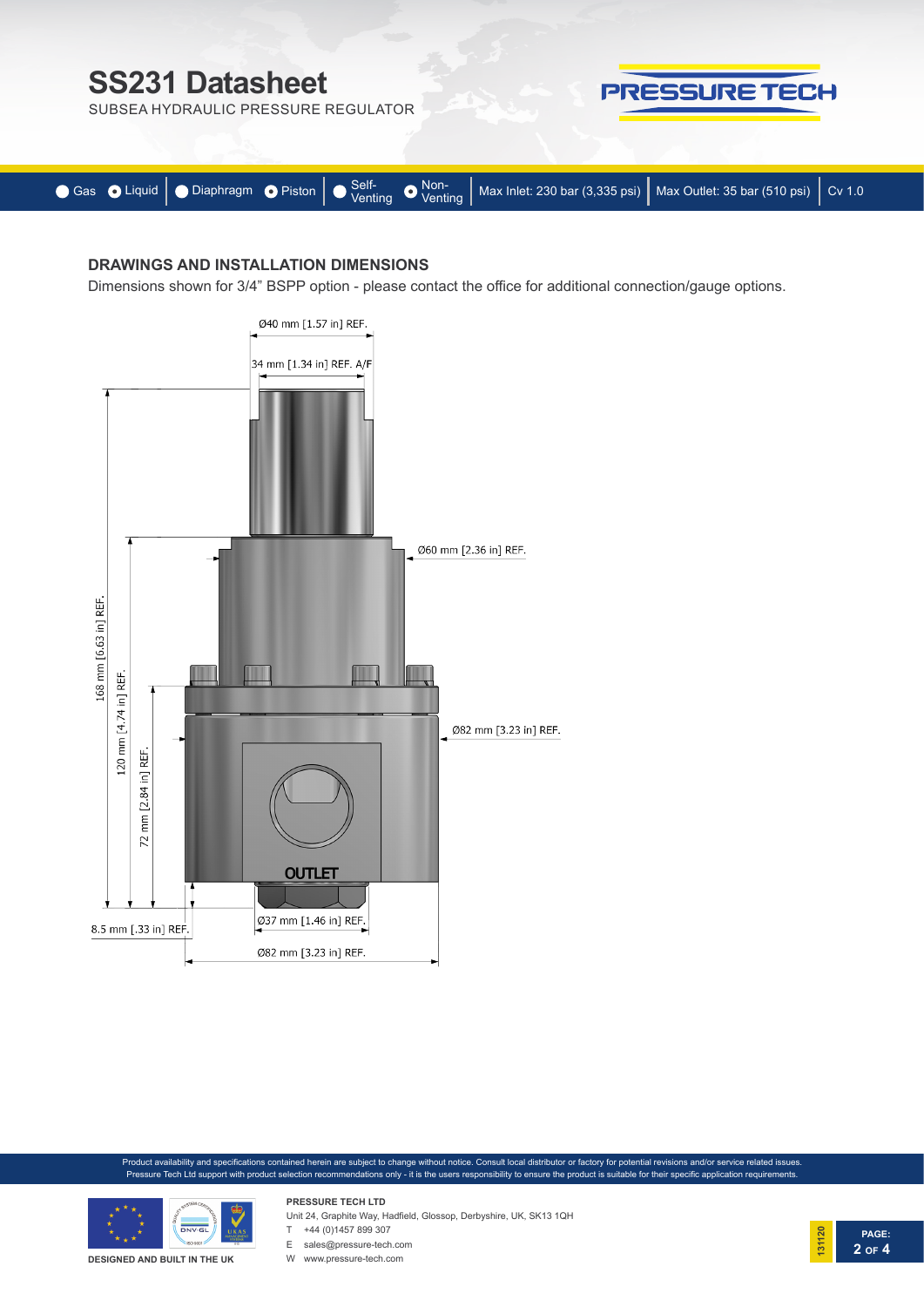# SS231 Datasheet

SUBSEA HYDRAULIC PRESSURE REGULATOR

Gas | Liquid | Diaphragm | Piston | Self-Venting | Non-Venting | Max Inlet: 230 bar (3,335 psi) | Max Outlet: 35 bar (510 psi) | Cv 1.0

## DRAWINGS AND INSTALLATION DIMENSIONS

Dimensions shown for 3/4" BSPP option - please contact the office for additional connection/gauge options.

Ø40 mm [1.57 in] REF.

34 mm [1.34 in] REF. A/F

Ø60 mm [2.36 in] REF.

Ø82 mm [3.23 in] REF.

168 mm [6.63 in] REF.

120 mm [4.74 in] REF.

72 mm [2.84 in] REF.

OUTLET

8.5 mm [.33 in] REF.

Ø37 mm [1.46 in] REF.

Ø82 mm [3.23 in] REF.

Product availability and specifications contained herein are subject to change without notice. Consult local distributor or factory for potential revisions and/or service related issues.
Pressure Tech Ltd support with product selection recommendations only - it is the users responsibility to ensure the product is suitable for their specific application requirements.

DESIGNED AND BUILT IN THE UK

**PRESSURE TECH LTD**
Unit 24, Graphite Way, Hadfield, Glossop, Derbyshire, UK, SK13 1QH
T +44 (0)1457 899 307
E sales@pressure-tech.com
W www.pressure-tech.com

131120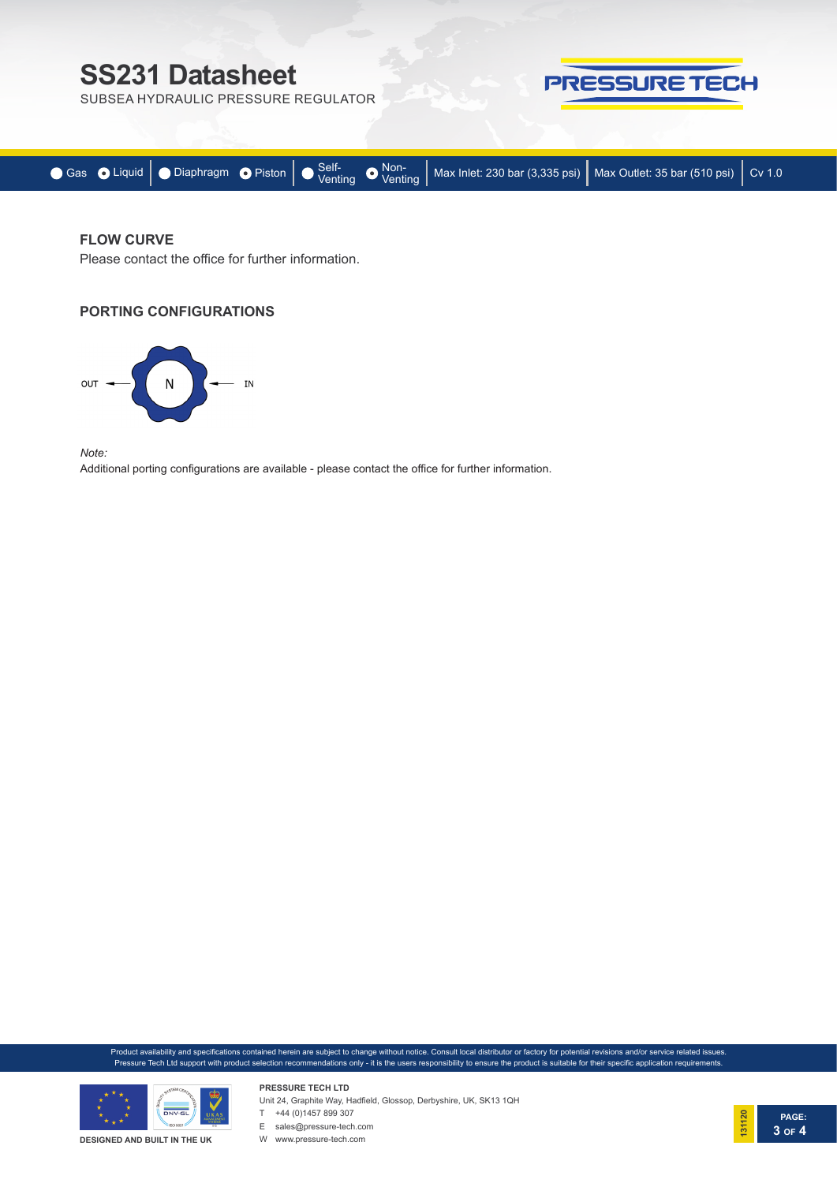# SS231 Datasheet

SUBSEA HYDRAULIC PRESSURE REGULATOR

Gas | Liquid | Diaphragm | Piston | Self-Venting | Non-Venting | Max Inlet: 230 bar (3,335 psi) | Max Outlet: 35 bar (510 psi) | Cv 1.0

## FLOW CURVE

Please contact the office for further information.

## PORTING CONFIGURATIONS

OUT ← N ← IN

*Note:*

Additional porting configurations are available - please contact the office for further information.

Product availability and specifications contained herein are subject to change without notice. Consult local distributor or factory for potential revisions and/or service related issues. Pressure Tech Ltd support with product selection recommendations only - it is the users responsibility to ensure the product is suitable for their specific application requirements.

DESIGNED AND BUILT IN THE UK

**PRESSURE TECH LTD**
Unit 24, Graphite Way, Hadfield, Glossop, Derbyshire, UK, SK13 1QH
T +44 (0)1457 899 307
E sales@pressure-tech.com
W www.pressure-tech.com

131120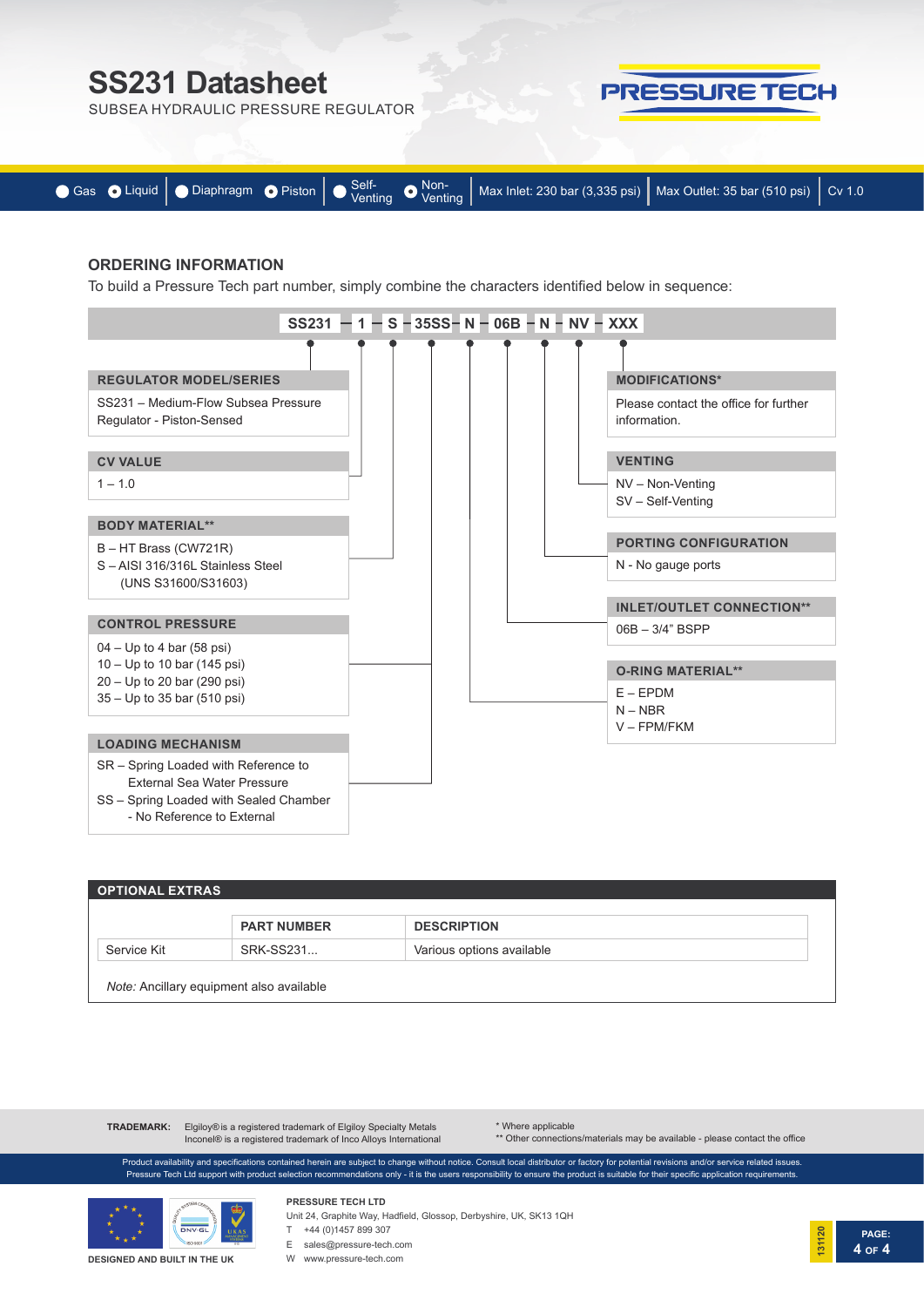# SS231 Datasheet

SUBSEA HYDRAULIC PRESSURE REGULATOR

PRESSURE TECH

Gas | Liquid | Diaphragm | Piston | Self-Venting | Non-Venting | Max Inlet: 230 bar (3,335 psi) | Max Outlet: 35 bar (510 psi) | Cv 1.0

## ORDERING INFORMATION

To build a Pressure Tech part number, simply combine the characters identified below in sequence:

**SS231 – 1 – S – 35SS – N – 06B – N – NV – XXX**

### REGULATOR MODEL/SERIES

SS231 – Medium-Flow Subsea Pressure Regulator - Piston-Sensed

### CV VALUE

1 – 1.0

### BODY MATERIAL**

B – HT Brass (CW721R)
S – AISI 316/316L Stainless Steel (UNS S31600/S31603)

### CONTROL PRESSURE

04 – Up to 4 bar (58 psi)
10 – Up to 10 bar (145 psi)
20 – Up to 20 bar (290 psi)
35 – Up to 35 bar (510 psi)

### LOADING MECHANISM

SR – Spring Loaded with Reference to External Sea Water Pressure
SS – Spring Loaded with Sealed Chamber - No Reference to External

### O-RING MATERIAL**

E – EPDM
N – NBR
V – FPM/FKM

### INLET/OUTLET CONNECTION**

06B – 3/4" BSPP

### PORTING CONFIGURATION

N - No gauge ports

### VENTING

NV – Non-Venting
SV – Self-Venting

### MODIFICATIONS*

Please contact the office for further information.

## OPTIONAL EXTRAS

| | PART NUMBER | DESCRIPTION |
|---|---|---|
| Service Kit | SRK-SS231... | Various options available |

*Note:* Ancillary equipment also available

**TRADEMARK:** Elgiloy® is a registered trademark of Elgiloy Specialty Metals
Inconel® is a registered trademark of Inco Alloys International

\* Where applicable
** Other connections/materials may be available - please contact the office

Product availability and specifications contained herein are subject to change without notice. Consult local distributor or factory for potential revisions and/or service related issues. Pressure Tech Ltd support with product selection recommendations only - it is the users responsibility to ensure the product is suitable for their specific application requirements.

DESIGNED AND BUILT IN THE UK

**PRESSURE TECH LTD**
Unit 24, Graphite Way, Hadfield, Glossop, Derbyshire, UK, SK13 1QH
T +44 (0)1457 899 307
E sales@pressure-tech.com
W www.pressure-tech.com

131120